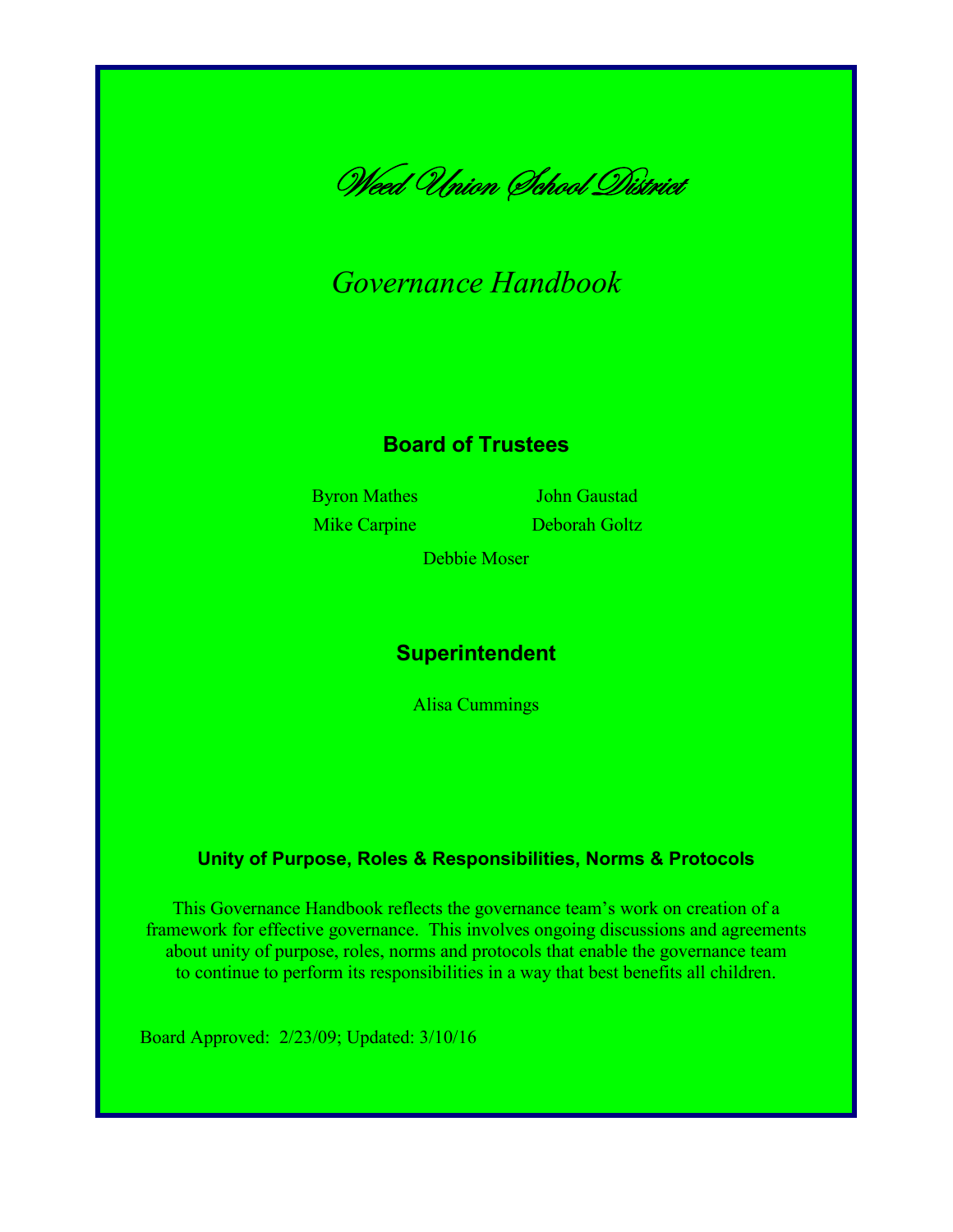# *Weed Union School District*

## *Governance Handbook*

### Board of Trustees

Byron Mathes
John Gaustad
Mike Carpine
Deborah Goltz
Debbie Moser

### Superintendent

Alisa Cummings

### Unity of Purpose, Roles & Responsibilities, Norms & Protocols

This Governance Handbook reflects the governance team's work on creation of a framework for effective governance. This involves ongoing discussions and agreements about unity of purpose, roles, norms and protocols that enable the governance team to continue to perform its responsibilities in a way that best benefits all children.

Board Approved: 2/23/09; Updated: 3/10/16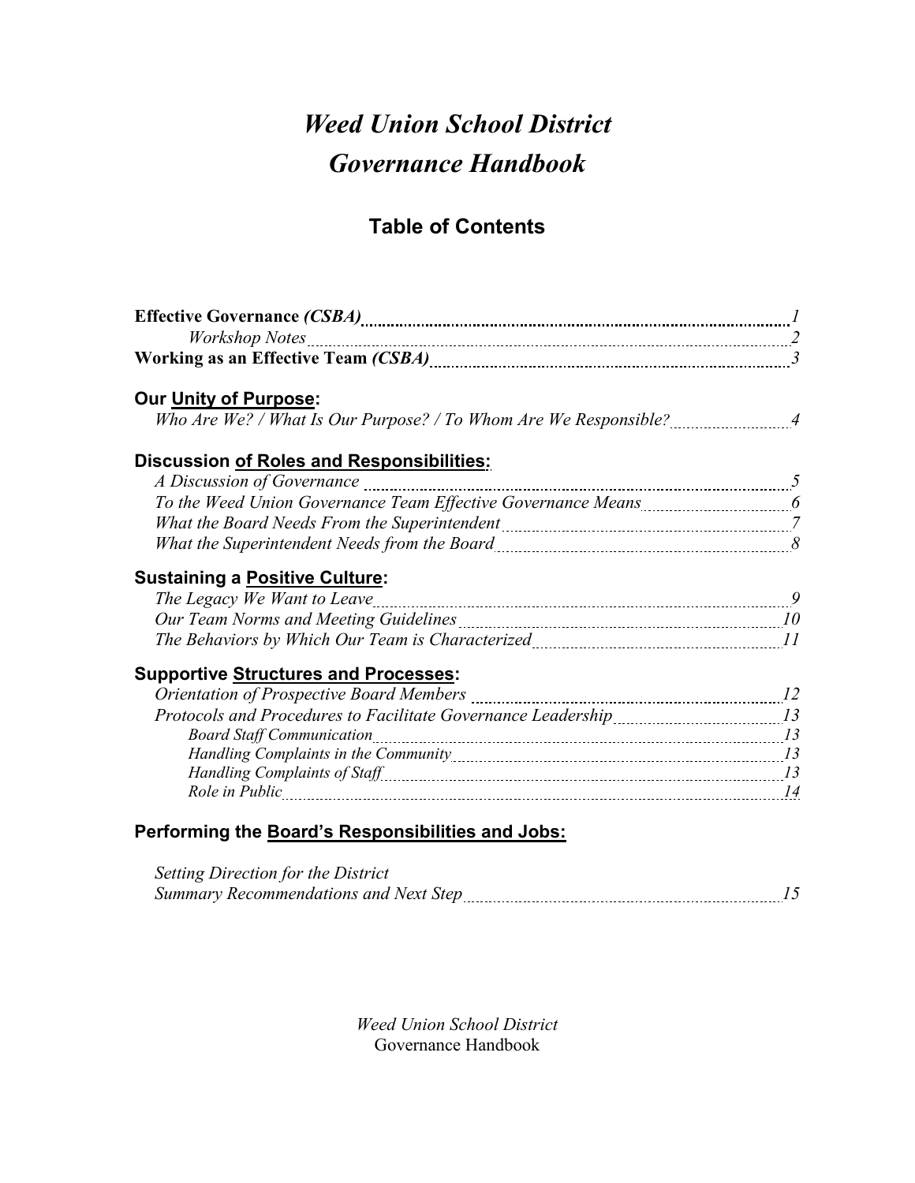# *Weed Union School District*
# *Governance Handbook*

## Table of Contents

**Effective Governance *(CSBA)*** ........ *1*
&nbsp;&nbsp;&nbsp;&nbsp;*Workshop Notes* ........ *2*
**Working as an Effective Team *(CSBA)*** ........ *3*

**Our Unity of Purpose:**
*Who Are We? / What Is Our Purpose? / To Whom Are We Responsible?* ........ *4*

**Discussion of Roles and Responsibilities:**
*A Discussion of Governance* ........ *5*
*To the Weed Union Governance Team Effective Governance Means* ........ *6*
*What the Board Needs From the Superintendent* ........ *7*
*What the Superintendent Needs from the Board* ........ *8*

**Sustaining a Positive Culture:**
*The Legacy We Want to Leave* ........ *9*
*Our Team Norms and Meeting Guidelines* ........ *10*
*The Behaviors by Which Our Team is Characterized* ........ *11*

**Supportive Structures and Processes:**
*Orientation of Prospective Board Members* ........ *12*
*Protocols and Procedures to Facilitate Governance Leadership* ........ *13*
&nbsp;&nbsp;&nbsp;&nbsp;*Board Staff Communication* ........ *13*
&nbsp;&nbsp;&nbsp;&nbsp;*Handling Complaints in the Community* ........ *13*
&nbsp;&nbsp;&nbsp;&nbsp;*Handling Complaints of Staff* ........ *13*
&nbsp;&nbsp;&nbsp;&nbsp;*Role in Public* ........ *14*

**Performing the Board's Responsibilities and Jobs:**

*Setting Direction for the District*
*Summary Recommendations and Next Step* ........ *15*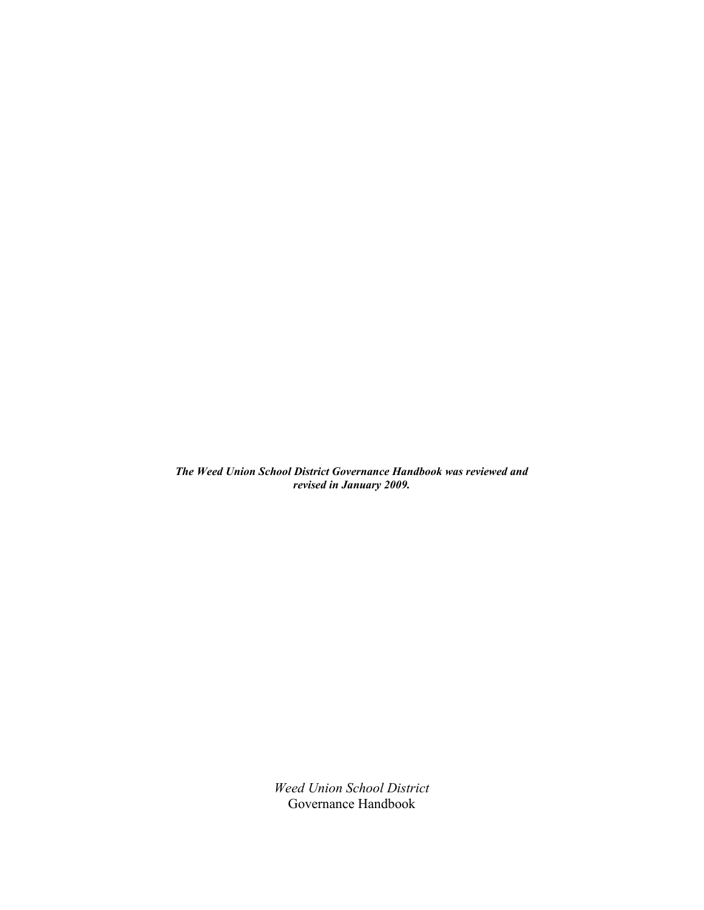***The Weed Union School District Governance Handbook was reviewed and revised in January 2009.***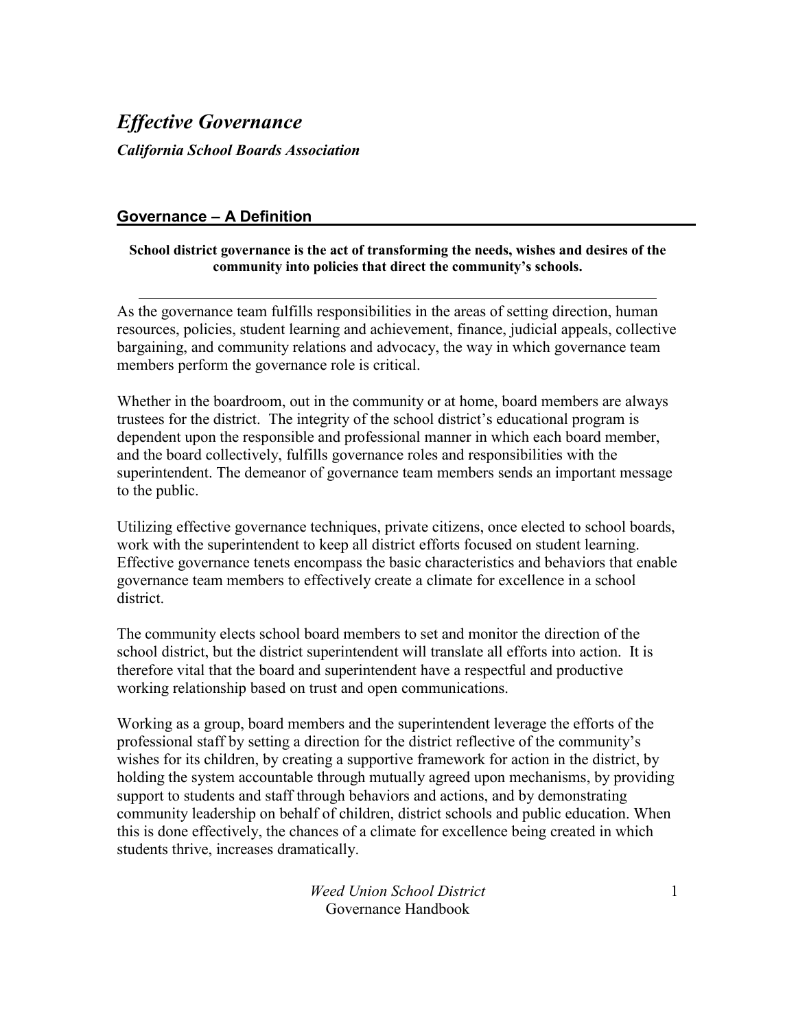# *Effective Governance*

***California School Boards Association***

## Governance – A Definition

**School district governance is the act of transforming the needs, wishes and desires of the community into policies that direct the community's schools.**

As the governance team fulfills responsibilities in the areas of setting direction, human resources, policies, student learning and achievement, finance, judicial appeals, collective bargaining, and community relations and advocacy, the way in which governance team members perform the governance role is critical.

Whether in the boardroom, out in the community or at home, board members are always trustees for the district. The integrity of the school district's educational program is dependent upon the responsible and professional manner in which each board member, and the board collectively, fulfills governance roles and responsibilities with the superintendent. The demeanor of governance team members sends an important message to the public.

Utilizing effective governance techniques, private citizens, once elected to school boards, work with the superintendent to keep all district efforts focused on student learning. Effective governance tenets encompass the basic characteristics and behaviors that enable governance team members to effectively create a climate for excellence in a school district.

The community elects school board members to set and monitor the direction of the school district, but the district superintendent will translate all efforts into action. It is therefore vital that the board and superintendent have a respectful and productive working relationship based on trust and open communications.

Working as a group, board members and the superintendent leverage the efforts of the professional staff by setting a direction for the district reflective of the community's wishes for its children, by creating a supportive framework for action in the district, by holding the system accountable through mutually agreed upon mechanisms, by providing support to students and staff through behaviors and actions, and by demonstrating community leadership on behalf of children, district schools and public education. When this is done effectively, the chances of a climate for excellence being created in which students thrive, increases dramatically.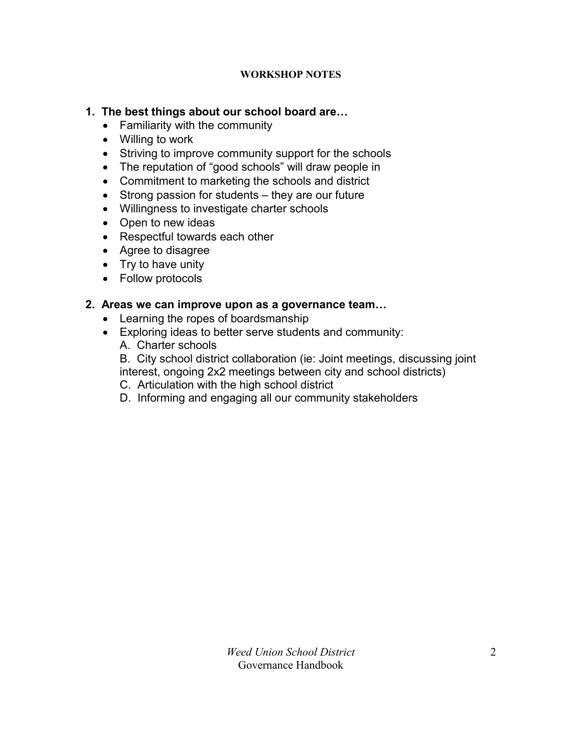## WORKSHOP NOTES

**1. The best things about our school board are…**

- Familiarity with the community
- Willing to work
- Striving to improve community support for the schools
- The reputation of "good schools" will draw people in
- Commitment to marketing the schools and district
- Strong passion for students – they are our future
- Willingness to investigate charter schools
- Open to new ideas
- Respectful towards each other
- Agree to disagree
- Try to have unity
- Follow protocols

**2. Areas we can improve upon as a governance team…**

- Learning the ropes of boardsmanship
- Exploring ideas to better serve students and community:
  A. Charter schools
  B. City school district collaboration (ie: Joint meetings, discussing joint interest, ongoing 2x2 meetings between city and school districts)
  C. Articulation with the high school district
  D. Informing and engaging all our community stakeholders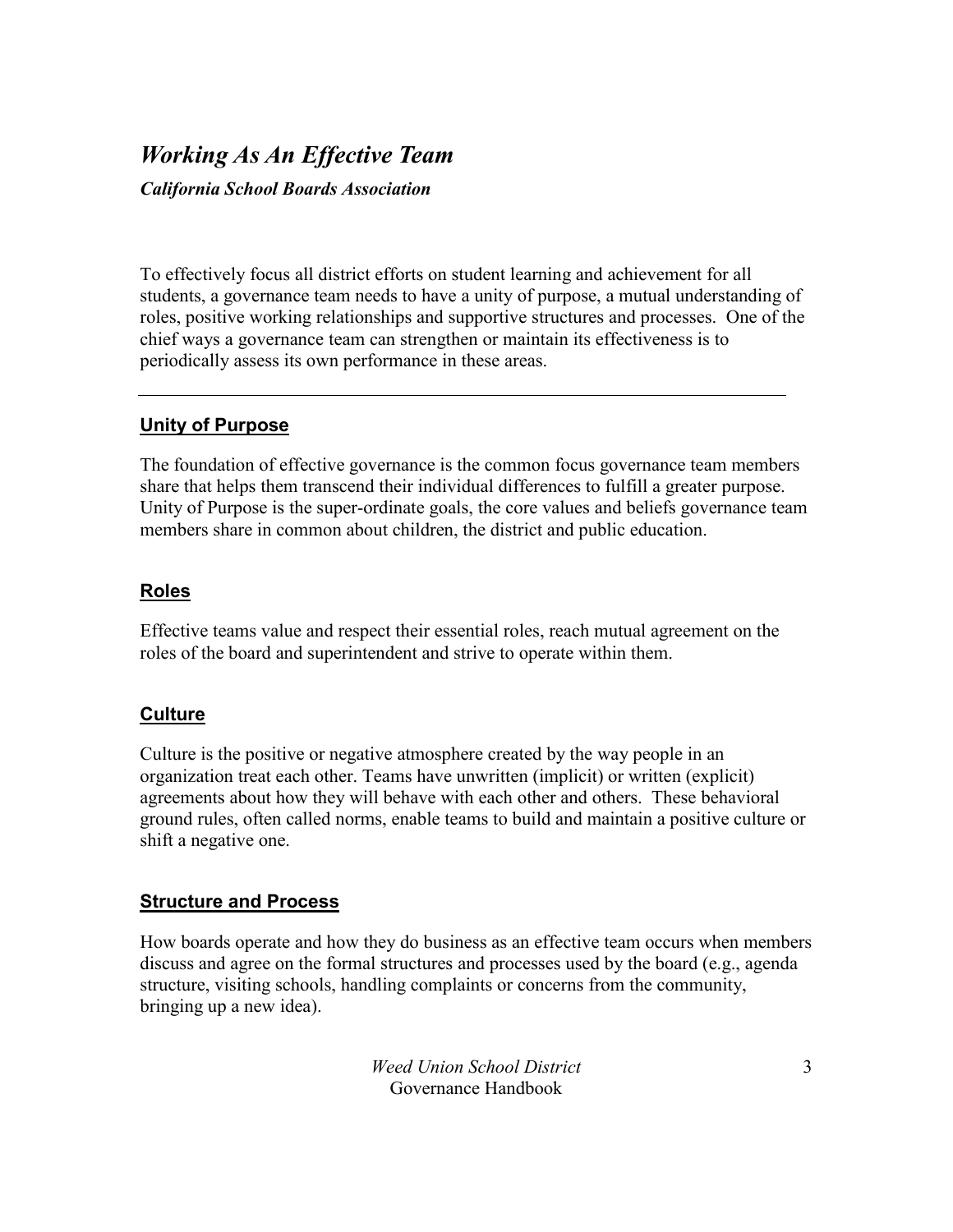# *Working As An Effective Team*

***California School Boards Association***

To effectively focus all district efforts on student learning and achievement for all students, a governance team needs to have a unity of purpose, a mutual understanding of roles, positive working relationships and supportive structures and processes. One of the chief ways a governance team can strengthen or maintain its effectiveness is to periodically assess its own performance in these areas.

---

## Unity of Purpose

The foundation of effective governance is the common focus governance team members share that helps them transcend their individual differences to fulfill a greater purpose. Unity of Purpose is the super-ordinate goals, the core values and beliefs governance team members share in common about children, the district and public education.

## Roles

Effective teams value and respect their essential roles, reach mutual agreement on the roles of the board and superintendent and strive to operate within them.

## Culture

Culture is the positive or negative atmosphere created by the way people in an organization treat each other. Teams have unwritten (implicit) or written (explicit) agreements about how they will behave with each other and others. These behavioral ground rules, often called norms, enable teams to build and maintain a positive culture or shift a negative one.

## Structure and Process

How boards operate and how they do business as an effective team occurs when members discuss and agree on the formal structures and processes used by the board (e.g., agenda structure, visiting schools, handling complaints or concerns from the community, bringing up a new idea).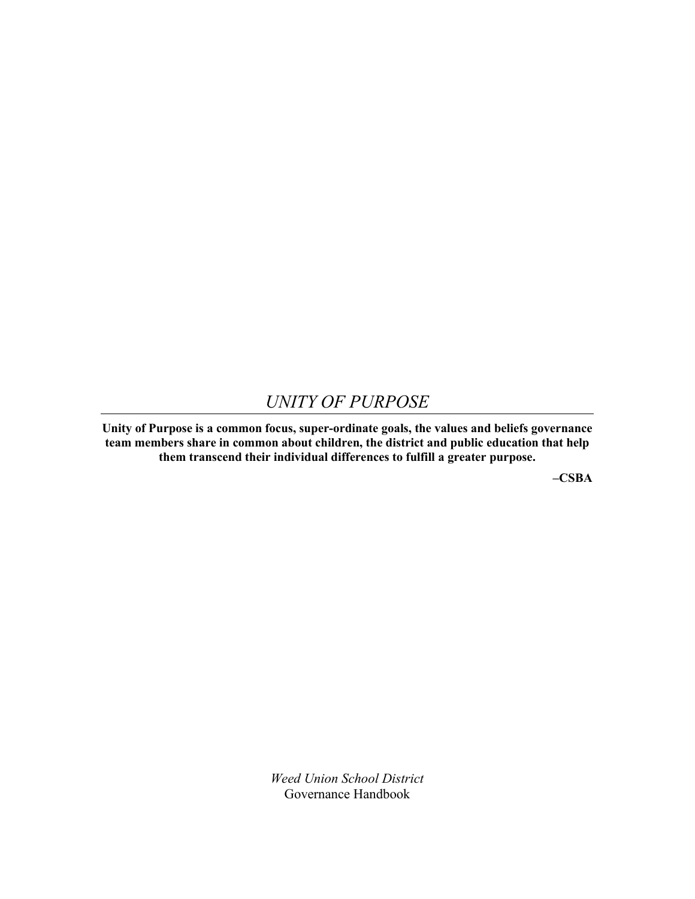# *UNITY OF PURPOSE*

**Unity of Purpose is a common focus, super-ordinate goals, the values and beliefs governance team members share in common about children, the district and public education that help them transcend their individual differences to fulfill a greater purpose.**

**–CSBA**

*Weed Union School District*
Governance Handbook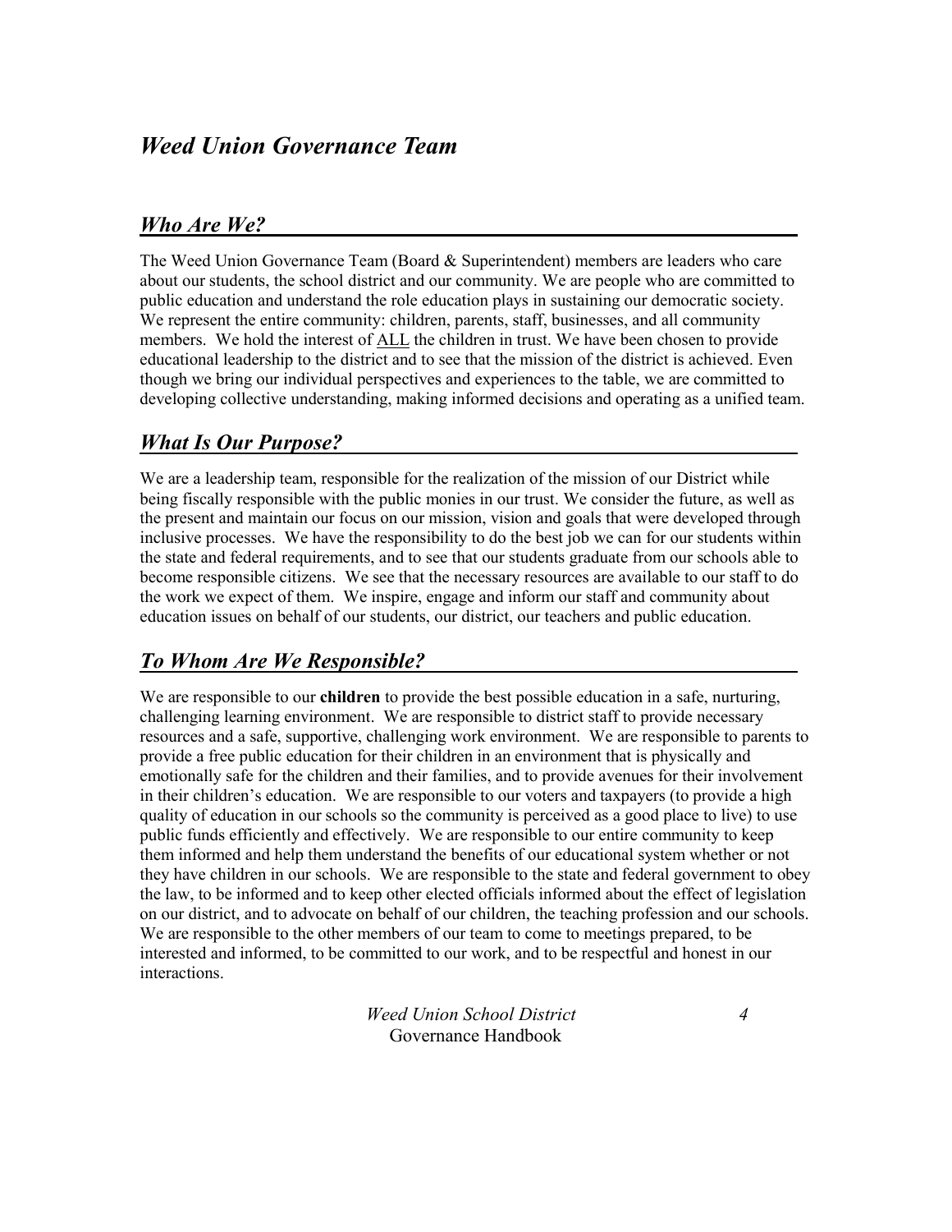# *Weed Union Governance Team*

## *Who Are We?*

The Weed Union Governance Team (Board & Superintendent) members are leaders who care about our students, the school district and our community. We are people who are committed to public education and understand the role education plays in sustaining our democratic society. We represent the entire community: children, parents, staff, businesses, and all community members. We hold the interest of ALL the children in trust. We have been chosen to provide educational leadership to the district and to see that the mission of the district is achieved. Even though we bring our individual perspectives and experiences to the table, we are committed to developing collective understanding, making informed decisions and operating as a unified team.

## *What Is Our Purpose?*

We are a leadership team, responsible for the realization of the mission of our District while being fiscally responsible with the public monies in our trust. We consider the future, as well as the present and maintain our focus on our mission, vision and goals that were developed through inclusive processes. We have the responsibility to do the best job we can for our students within the state and federal requirements, and to see that our students graduate from our schools able to become responsible citizens. We see that the necessary resources are available to our staff to do the work we expect of them. We inspire, engage and inform our staff and community about education issues on behalf of our students, our district, our teachers and public education.

## *To Whom Are We Responsible?*

We are responsible to our **children** to provide the best possible education in a safe, nurturing, challenging learning environment. We are responsible to district staff to provide necessary resources and a safe, supportive, challenging work environment. We are responsible to parents to provide a free public education for their children in an environment that is physically and emotionally safe for the children and their families, and to provide avenues for their involvement in their children's education. We are responsible to our voters and taxpayers (to provide a high quality of education in our schools so the community is perceived as a good place to live) to use public funds efficiently and effectively. We are responsible to our entire community to keep them informed and help them understand the benefits of our educational system whether or not they have children in our schools. We are responsible to the state and federal government to obey the law, to be informed and to keep other elected officials informed about the effect of legislation on our district, and to advocate on behalf of our children, the teaching profession and our schools. We are responsible to the other members of our team to come to meetings prepared, to be interested and informed, to be committed to our work, and to be respectful and honest in our interactions.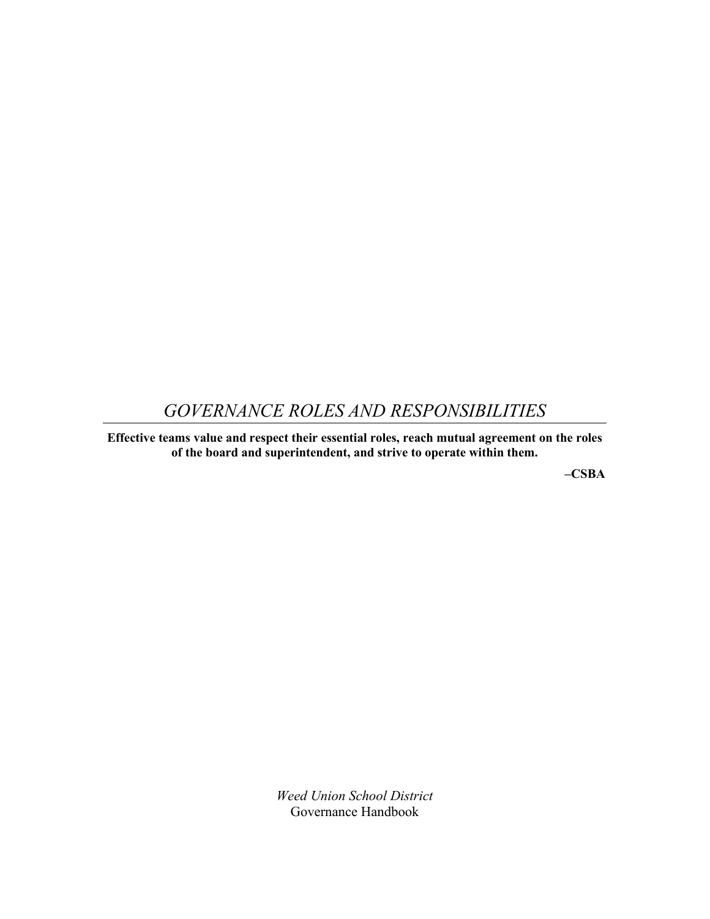# *GOVERNANCE ROLES AND RESPONSIBILITIES*

**Effective teams value and respect their essential roles, reach mutual agreement on the roles of the board and superintendent, and strive to operate within them.**

**–CSBA**

*Weed Union School District*
Governance Handbook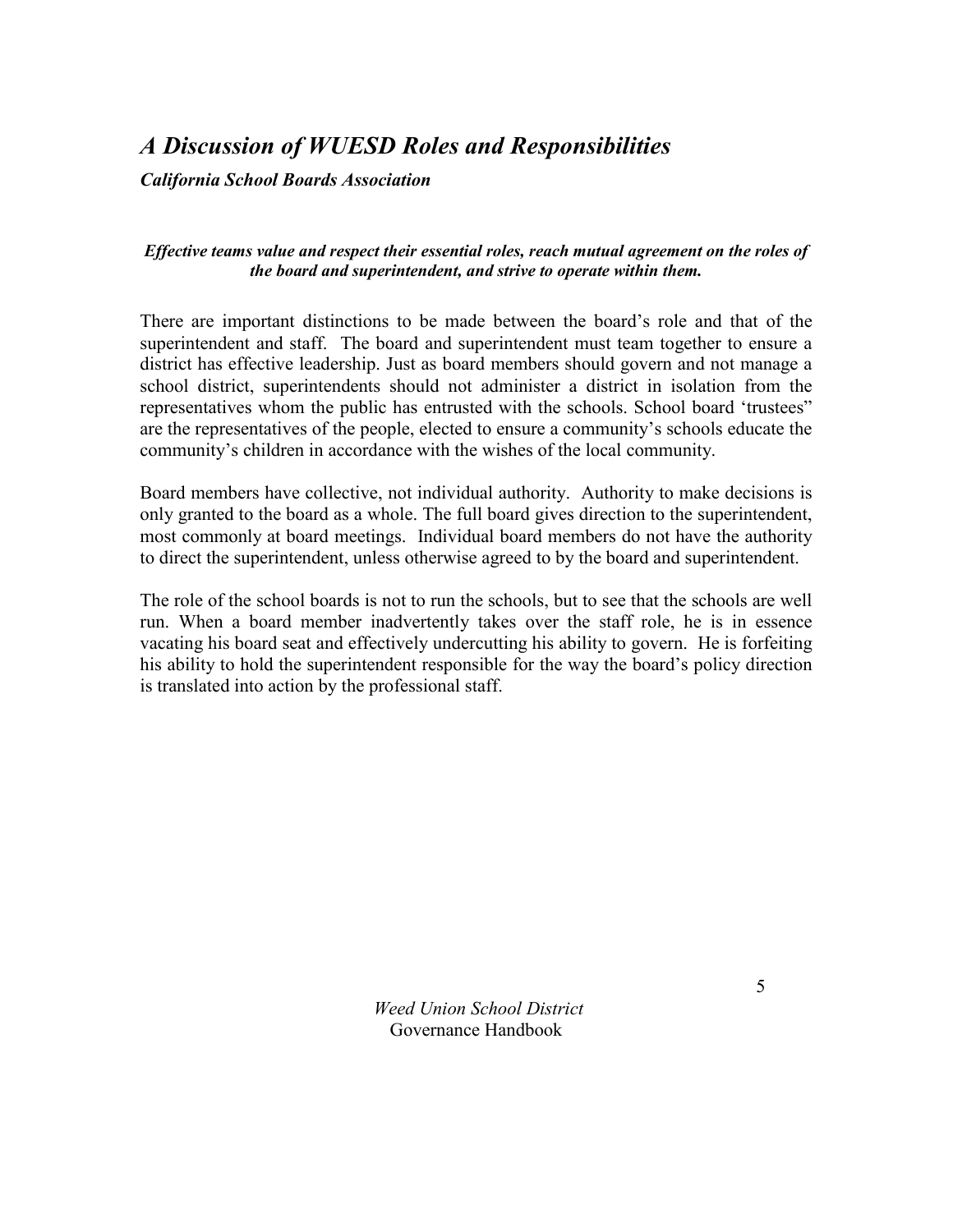## *A Discussion of WUESD Roles and Responsibilities*

***California School Boards Association***

***Effective teams value and respect their essential roles, reach mutual agreement on the roles of the board and superintendent, and strive to operate within them.***

There are important distinctions to be made between the board's role and that of the superintendent and staff. The board and superintendent must team together to ensure a district has effective leadership. Just as board members should govern and not manage a school district, superintendents should not administer a district in isolation from the representatives whom the public has entrusted with the schools. School board 'trustees" are the representatives of the people, elected to ensure a community's schools educate the community's children in accordance with the wishes of the local community.

Board members have collective, not individual authority. Authority to make decisions is only granted to the board as a whole. The full board gives direction to the superintendent, most commonly at board meetings. Individual board members do not have the authority to direct the superintendent, unless otherwise agreed to by the board and superintendent.

The role of the school boards is not to run the schools, but to see that the schools are well run. When a board member inadvertently takes over the staff role, he is in essence vacating his board seat and effectively undercutting his ability to govern. He is forfeiting his ability to hold the superintendent responsible for the way the board's policy direction is translated into action by the professional staff.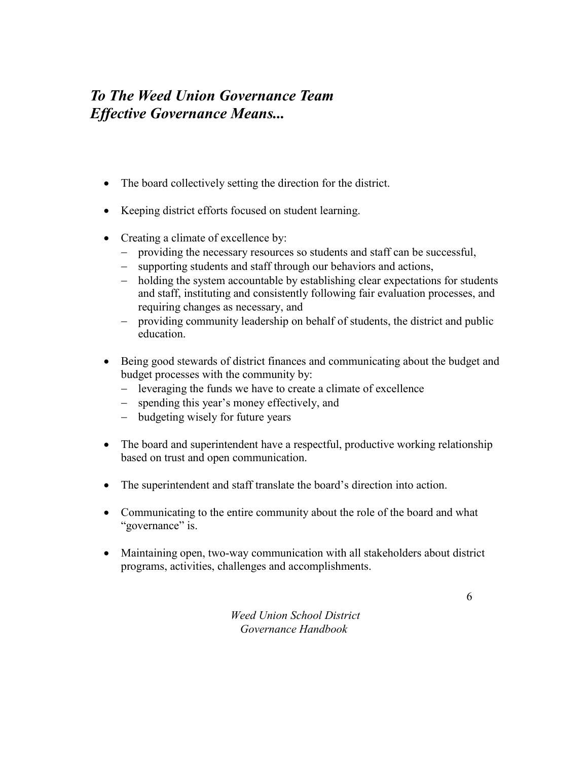## *To The Weed Union Governance Team Effective Governance Means...*

- The board collectively setting the direction for the district.
- Keeping district efforts focused on student learning.
- Creating a climate of excellence by:
  - providing the necessary resources so students and staff can be successful,
  - supporting students and staff through our behaviors and actions,
  - holding the system accountable by establishing clear expectations for students and staff, instituting and consistently following fair evaluation processes, and requiring changes as necessary, and
  - providing community leadership on behalf of students, the district and public education.
- Being good stewards of district finances and communicating about the budget and budget processes with the community by:
  - leveraging the funds we have to create a climate of excellence
  - spending this year's money effectively, and
  - budgeting wisely for future years
- The board and superintendent have a respectful, productive working relationship based on trust and open communication.
- The superintendent and staff translate the board's direction into action.
- Communicating to the entire community about the role of the board and what "governance" is.
- Maintaining open, two-way communication with all stakeholders about district programs, activities, challenges and accomplishments.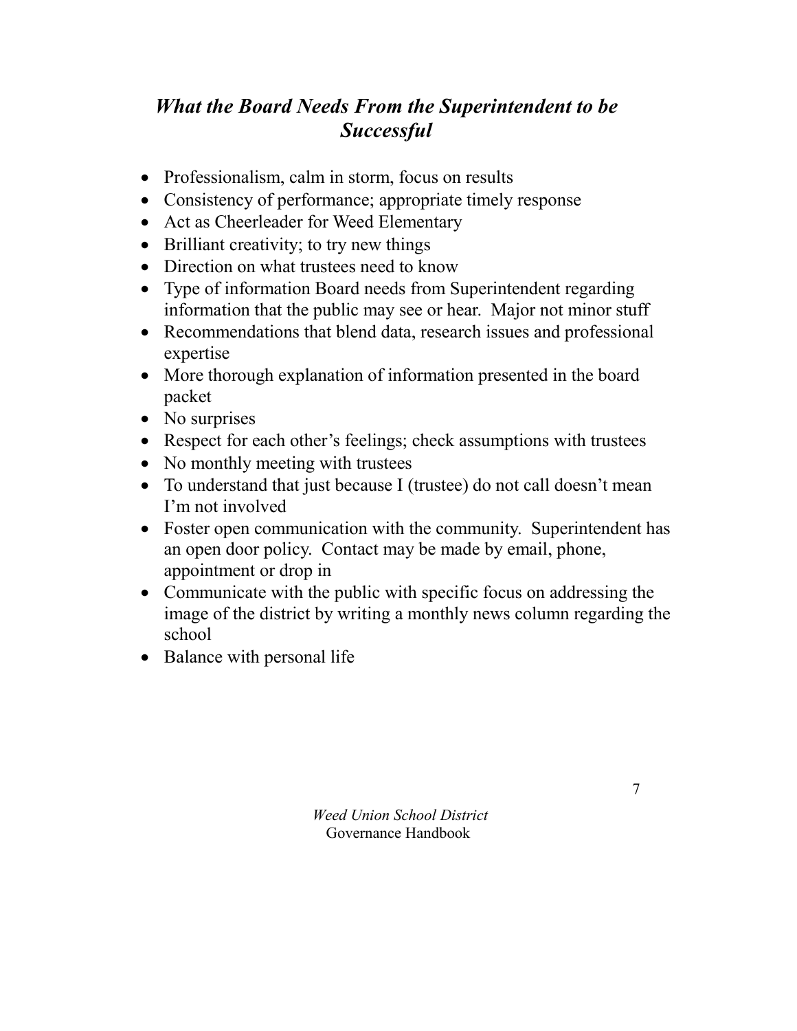## *What the Board Needs From the Superintendent to be Successful*

- Professionalism, calm in storm, focus on results
- Consistency of performance; appropriate timely response
- Act as Cheerleader for Weed Elementary
- Brilliant creativity; to try new things
- Direction on what trustees need to know
- Type of information Board needs from Superintendent regarding information that the public may see or hear. Major not minor stuff
- Recommendations that blend data, research issues and professional expertise
- More thorough explanation of information presented in the board packet
- No surprises
- Respect for each other's feelings; check assumptions with trustees
- No monthly meeting with trustees
- To understand that just because I (trustee) do not call doesn't mean I'm not involved
- Foster open communication with the community. Superintendent has an open door policy. Contact may be made by email, phone, appointment or drop in
- Communicate with the public with specific focus on addressing the image of the district by writing a monthly news column regarding the school
- Balance with personal life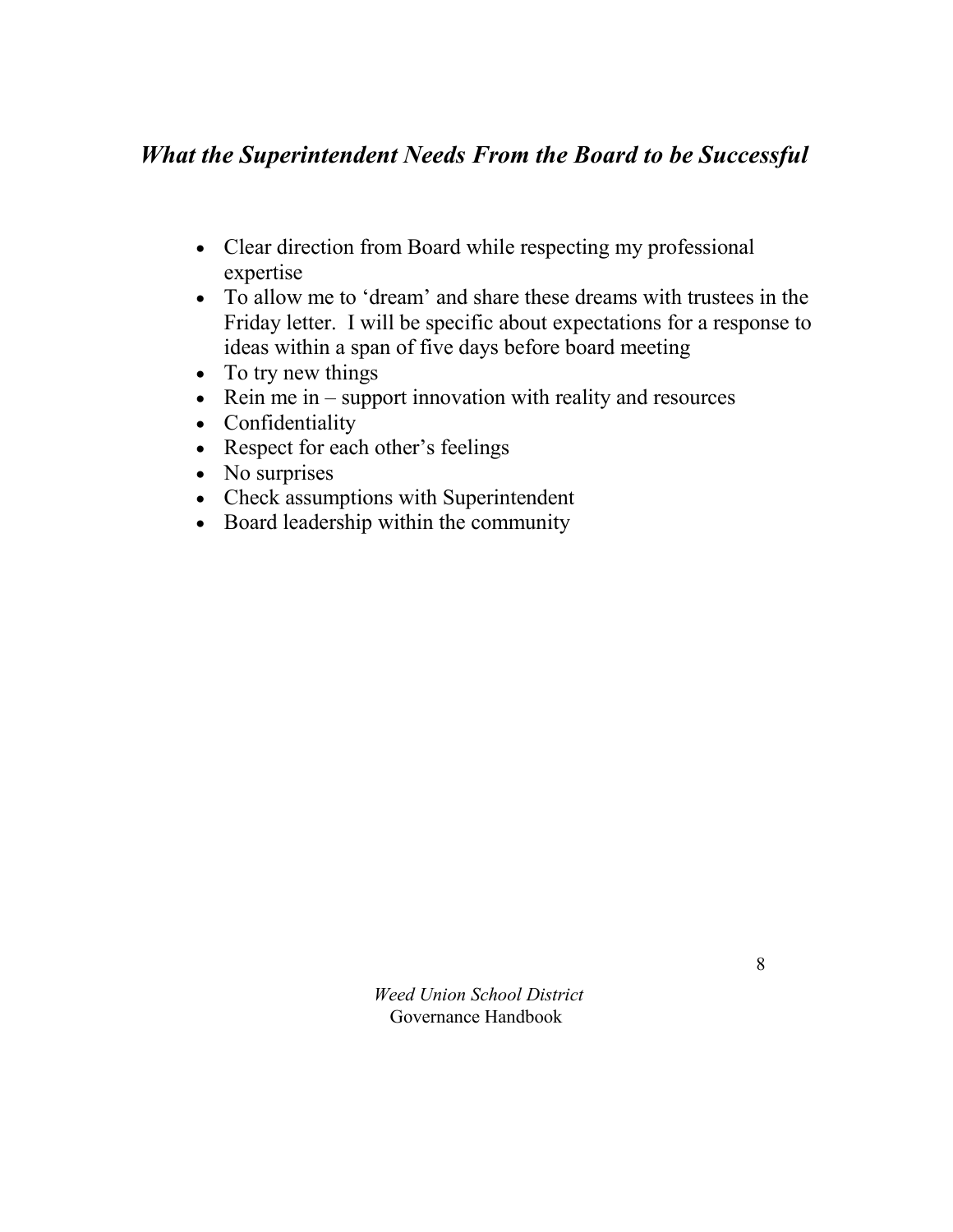## *What the Superintendent Needs From the Board to be Successful*

- Clear direction from Board while respecting my professional expertise
- To allow me to 'dream' and share these dreams with trustees in the Friday letter. I will be specific about expectations for a response to ideas within a span of five days before board meeting
- To try new things
- Rein me in – support innovation with reality and resources
- Confidentiality
- Respect for each other's feelings
- No surprises
- Check assumptions with Superintendent
- Board leadership within the community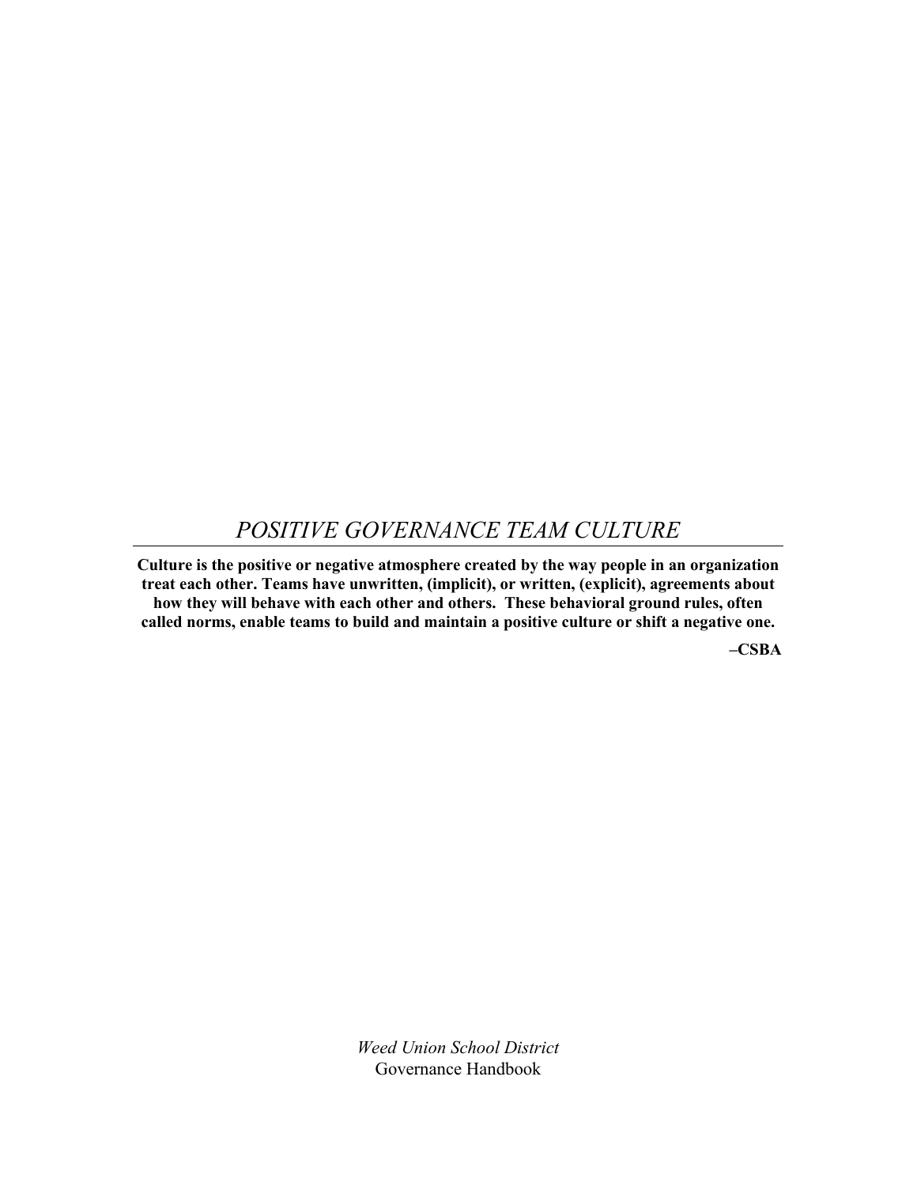# *POSITIVE GOVERNANCE TEAM CULTURE*

**Culture is the positive or negative atmosphere created by the way people in an organization treat each other. Teams have unwritten, (implicit), or written, (explicit), agreements about how they will behave with each other and others. These behavioral ground rules, often called norms, enable teams to build and maintain a positive culture or shift a negative one.**

**–CSBA**

*Weed Union School District*
Governance Handbook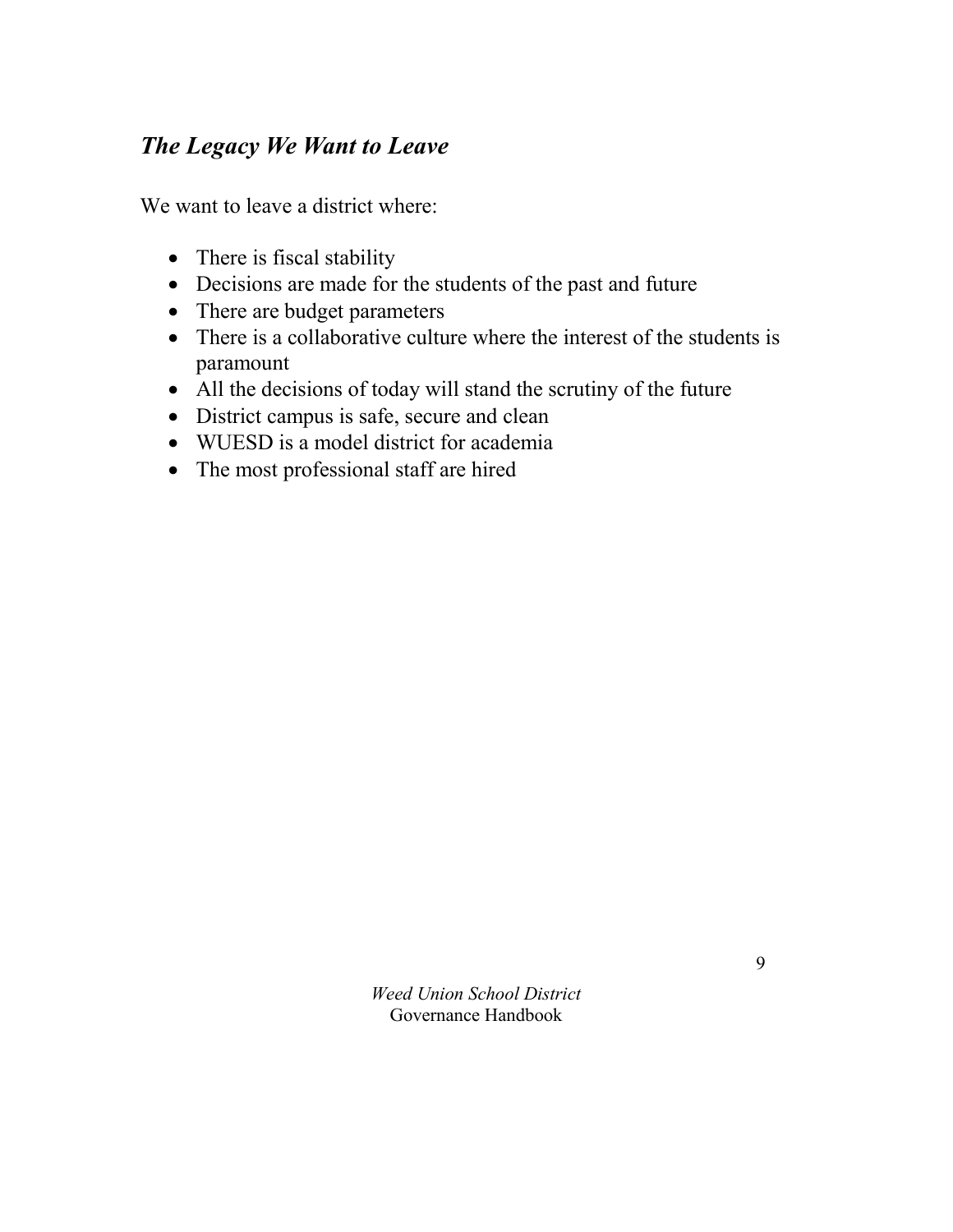## *The Legacy We Want to Leave*

We want to leave a district where:

- There is fiscal stability
- Decisions are made for the students of the past and future
- There are budget parameters
- There is a collaborative culture where the interest of the students is paramount
- All the decisions of today will stand the scrutiny of the future
- District campus is safe, secure and clean
- WUESD is a model district for academia
- The most professional staff are hired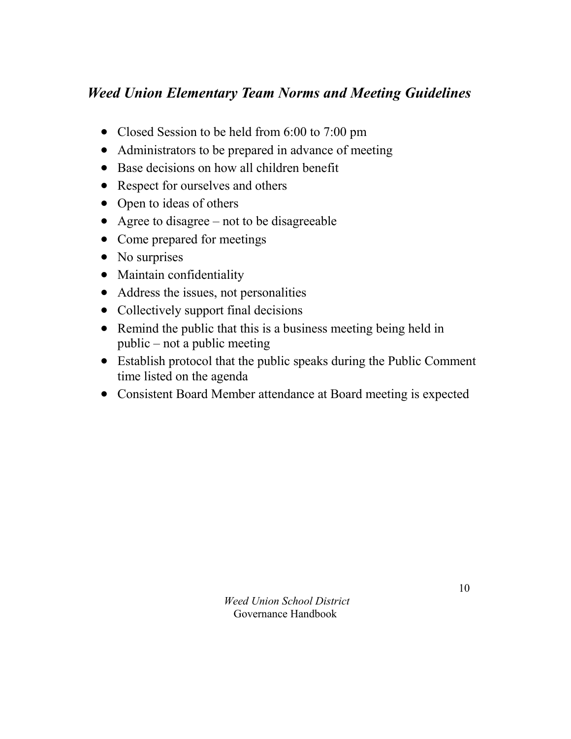## *Weed Union Elementary Team Norms and Meeting Guidelines*

- Closed Session to be held from 6:00 to 7:00 pm
- Administrators to be prepared in advance of meeting
- Base decisions on how all children benefit
- Respect for ourselves and others
- Open to ideas of others
- Agree to disagree – not to be disagreeable
- Come prepared for meetings
- No surprises
- Maintain confidentiality
- Address the issues, not personalities
- Collectively support final decisions
- Remind the public that this is a business meeting being held in public – not a public meeting
- Establish protocol that the public speaks during the Public Comment time listed on the agenda
- Consistent Board Member attendance at Board meeting is expected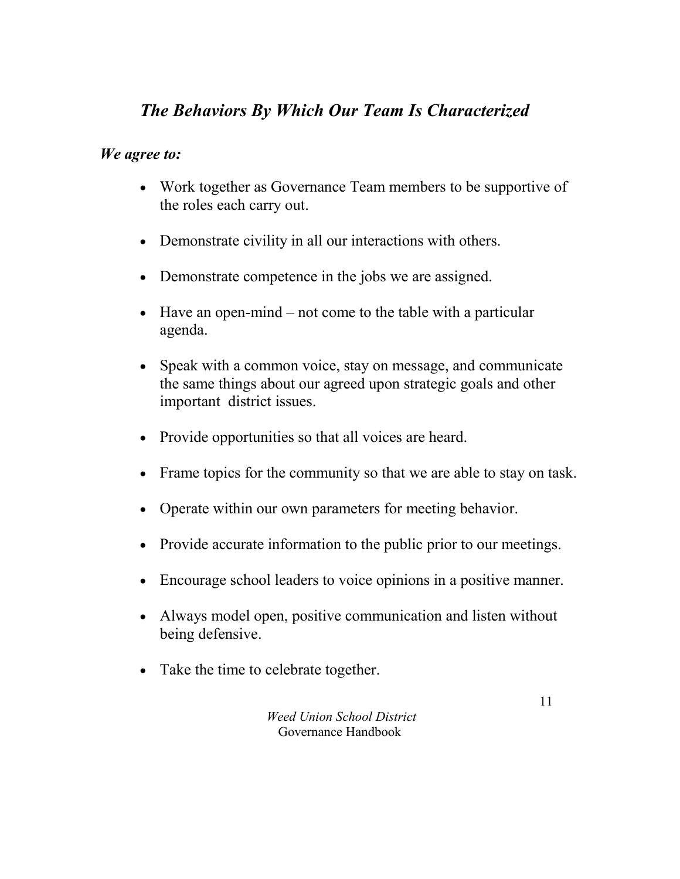## *The Behaviors By Which Our Team Is Characterized*

***We agree to:***

- Work together as Governance Team members to be supportive of the roles each carry out.
- Demonstrate civility in all our interactions with others.
- Demonstrate competence in the jobs we are assigned.
- Have an open-mind – not come to the table with a particular agenda.
- Speak with a common voice, stay on message, and communicate the same things about our agreed upon strategic goals and other important district issues.
- Provide opportunities so that all voices are heard.
- Frame topics for the community so that we are able to stay on task.
- Operate within our own parameters for meeting behavior.
- Provide accurate information to the public prior to our meetings.
- Encourage school leaders to voice opinions in a positive manner.
- Always model open, positive communication and listen without being defensive.
- Take the time to celebrate together.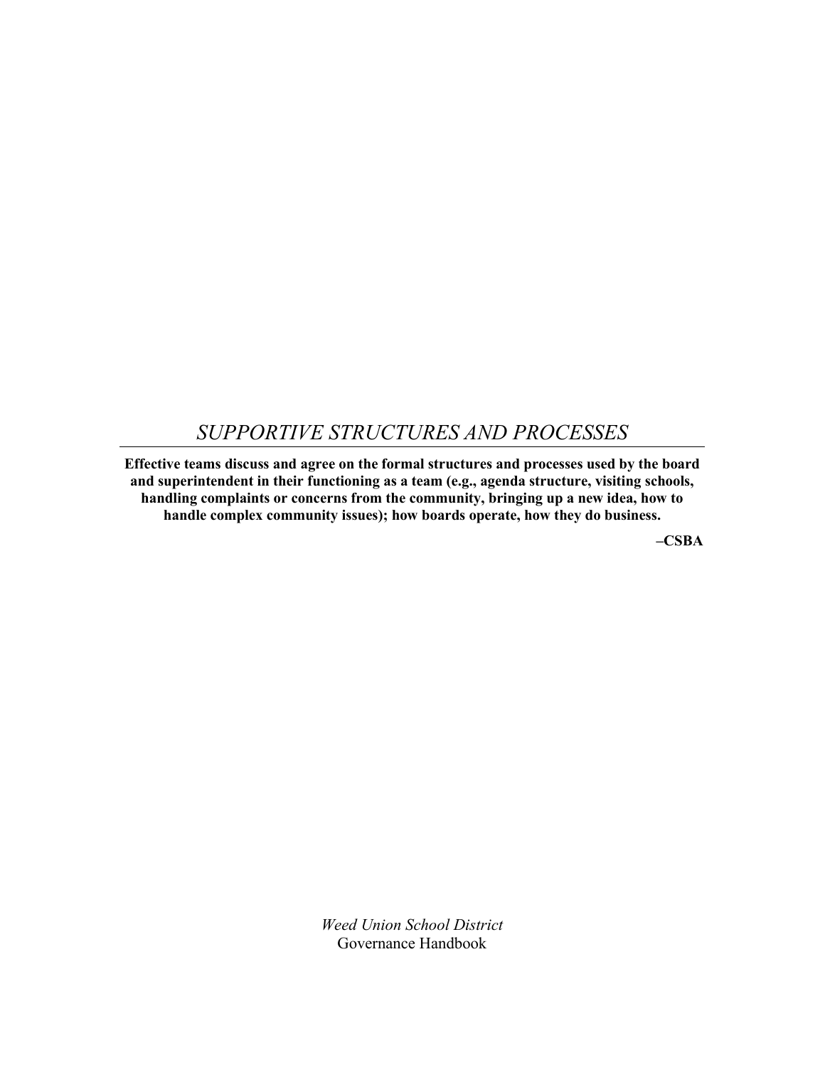# *SUPPORTIVE STRUCTURES AND PROCESSES*

**Effective teams discuss and agree on the formal structures and processes used by the board and superintendent in their functioning as a team (e.g., agenda structure, visiting schools, handling complaints or concerns from the community, bringing up a new idea, how to handle complex community issues); how boards operate, how they do business.**

**–CSBA**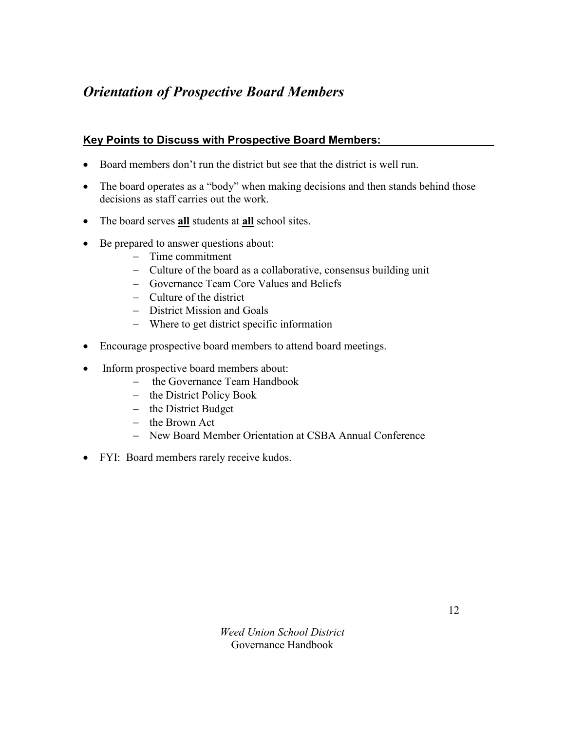# *Orientation of Prospective Board Members*

## Key Points to Discuss with Prospective Board Members:

- Board members don't run the district but see that the district is well run.
- The board operates as a "body" when making decisions and then stands behind those decisions as staff carries out the work.
- The board serves **all** students at **all** school sites.
- Be prepared to answer questions about:
  - Time commitment
  - Culture of the board as a collaborative, consensus building unit
  - Governance Team Core Values and Beliefs
  - Culture of the district
  - District Mission and Goals
  - Where to get district specific information
- Encourage prospective board members to attend board meetings.
- Inform prospective board members about:
  - the Governance Team Handbook
  - the District Policy Book
  - the District Budget
  - the Brown Act
  - New Board Member Orientation at CSBA Annual Conference
- FYI: Board members rarely receive kudos.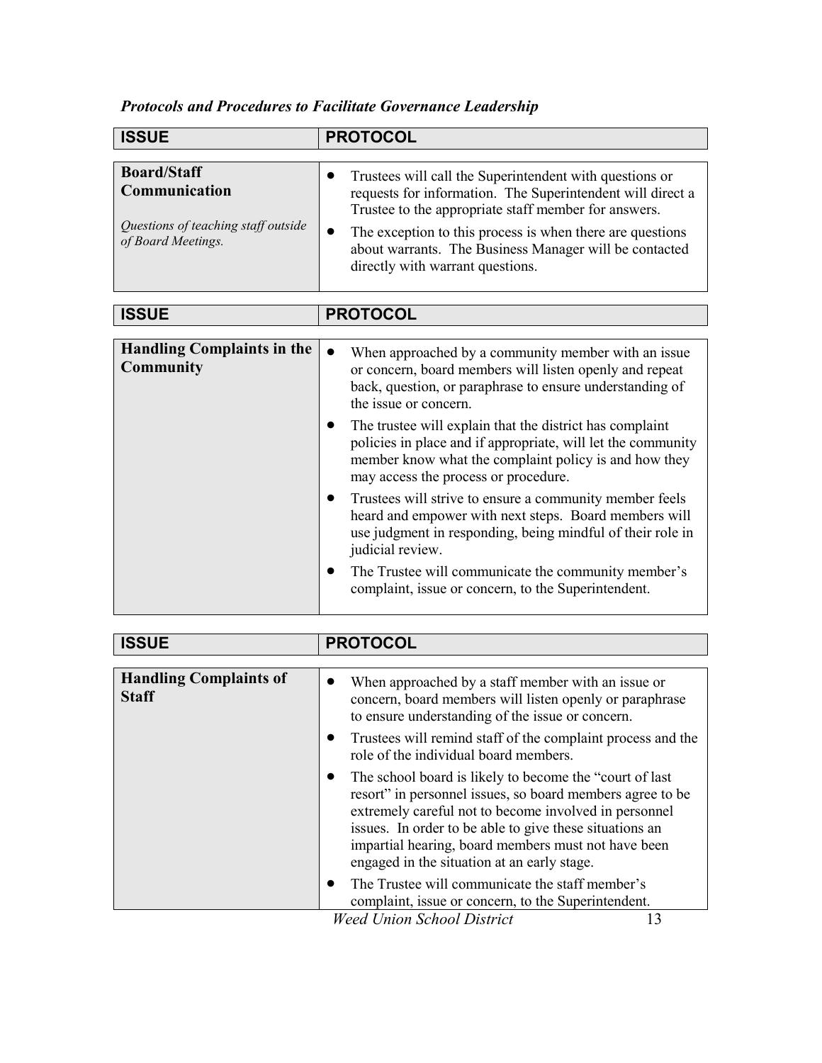***Protocols and Procedures to Facilitate Governance Leadership***

| ISSUE | PROTOCOL |
|---|---|
| **Board/Staff Communication**<br><br>*Questions of teaching staff outside of Board Meetings.* | • Trustees will call the Superintendent with questions or requests for information. The Superintendent will direct a Trustee to the appropriate staff member for answers.<br>• The exception to this process is when there are questions about warrants. The Business Manager will be contacted directly with warrant questions. |

| ISSUE | PROTOCOL |
|---|---|
| **Handling Complaints in the Community** | • When approached by a community member with an issue or concern, board members will listen openly and repeat back, question, or paraphrase to ensure understanding of the issue or concern.<br>• The trustee will explain that the district has complaint policies in place and if appropriate, will let the community member know what the complaint policy is and how they may access the process or procedure.<br>• Trustees will strive to ensure a community member feels heard and empower with next steps. Board members will use judgment in responding, being mindful of their role in judicial review.<br>• The Trustee will communicate the community member's complaint, issue or concern, to the Superintendent. |

| ISSUE | PROTOCOL |
|---|---|
| **Handling Complaints of Staff** | • When approached by a staff member with an issue or concern, board members will listen openly or paraphrase to ensure understanding of the issue or concern.<br>• Trustees will remind staff of the complaint process and the role of the individual board members.<br>• The school board is likely to become the "court of last resort" in personnel issues, so board members agree to be extremely careful not to become involved in personnel issues. In order to be able to give these situations an impartial hearing, board members must not have been engaged in the situation at an early stage.<br>• The Trustee will communicate the staff member's complaint, issue or concern, to the Superintendent. |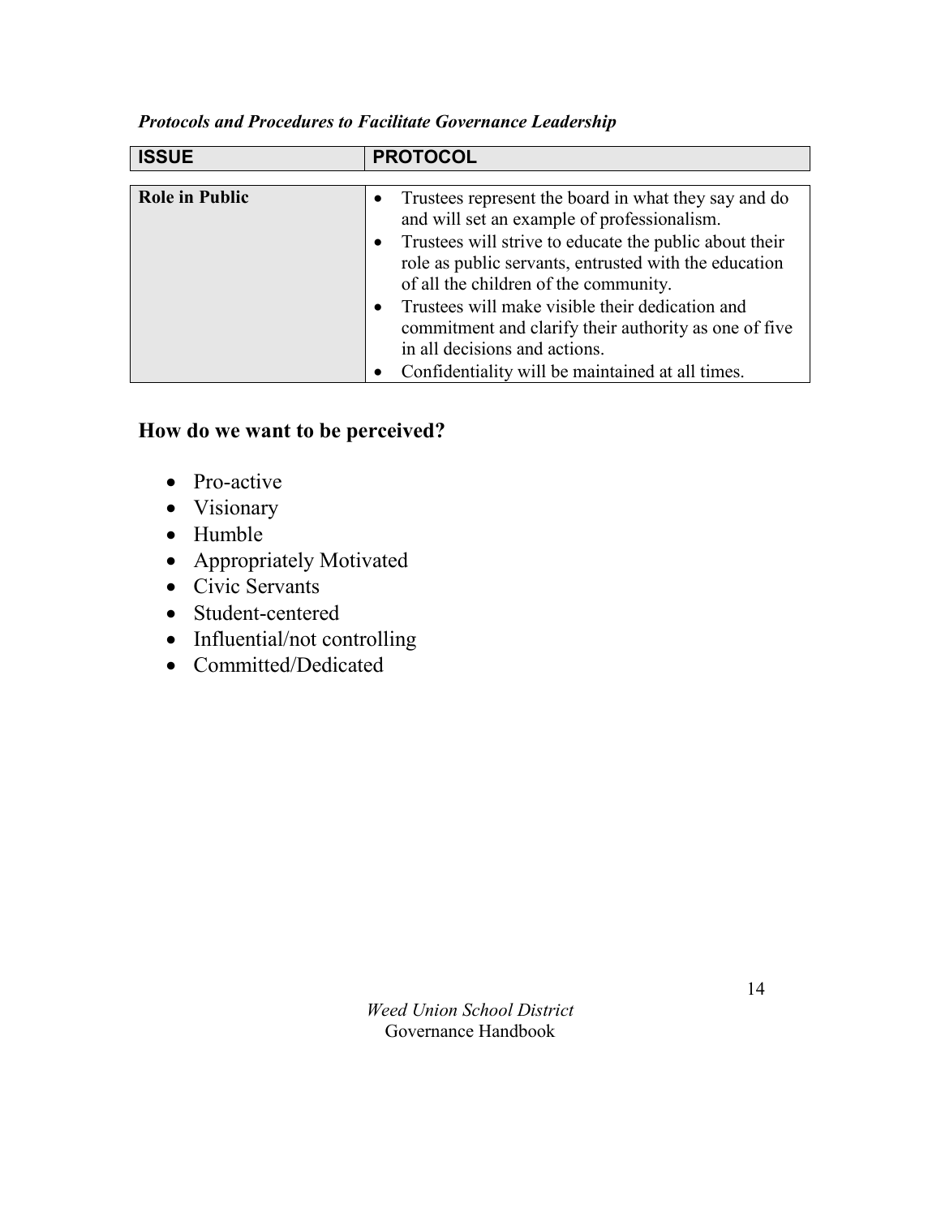*Protocols and Procedures to Facilitate Governance Leadership*

| ISSUE | PROTOCOL |
|---|---|
| **Role in Public** | • Trustees represent the board in what they say and do and will set an example of professionalism.<br>• Trustees will strive to educate the public about their role as public servants, entrusted with the education of all the children of the community.<br>• Trustees will make visible their dedication and commitment and clarify their authority as one of five in all decisions and actions.<br>• Confidentiality will be maintained at all times. |

## How do we want to be perceived?

- Pro-active
- Visionary
- Humble
- Appropriately Motivated
- Civic Servants
- Student-centered
- Influential/not controlling
- Committed/Dedicated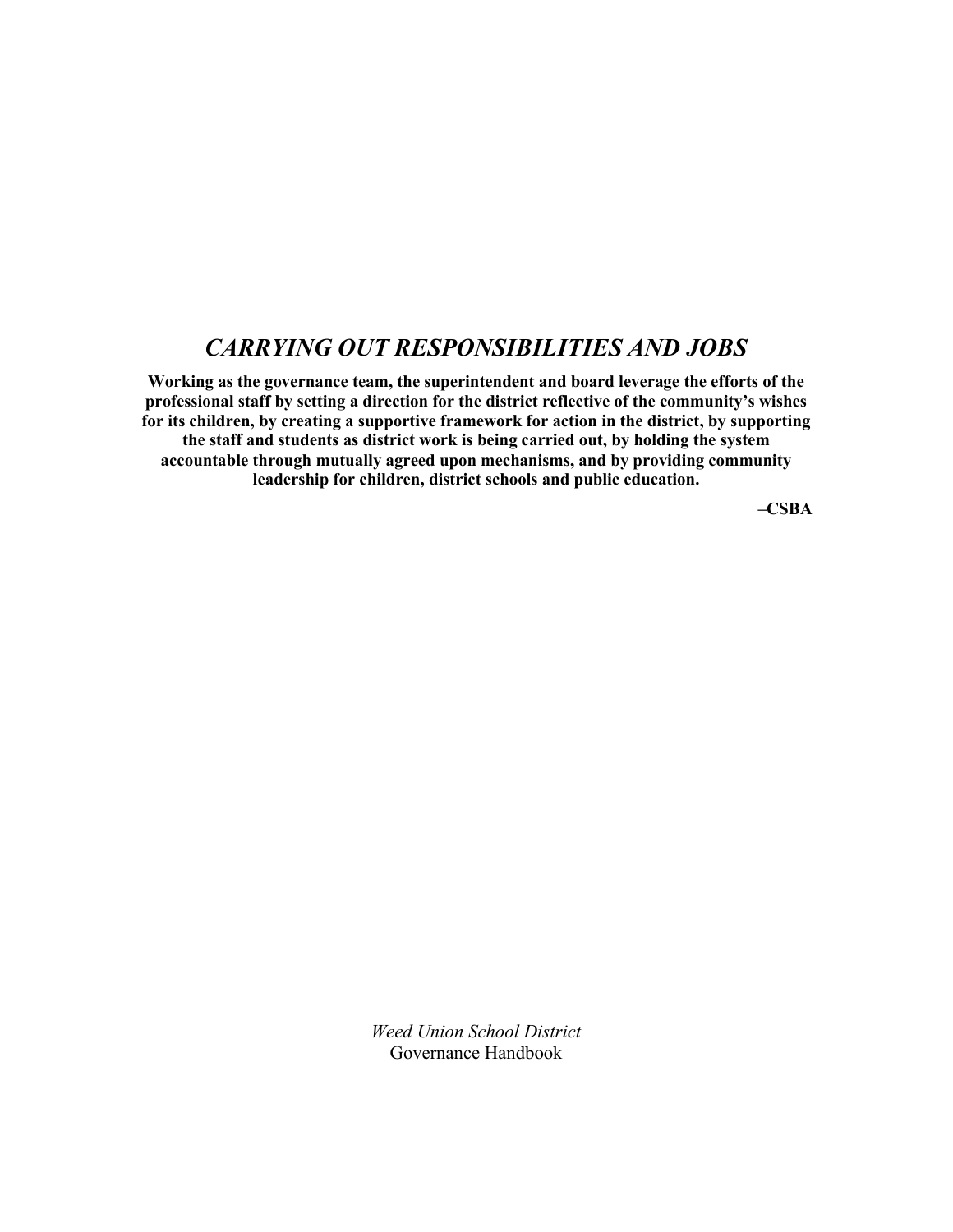# *CARRYING OUT RESPONSIBILITIES AND JOBS*

**Working as the governance team, the superintendent and board leverage the efforts of the professional staff by setting a direction for the district reflective of the community's wishes for its children, by creating a supportive framework for action in the district, by supporting the staff and students as district work is being carried out, by holding the system accountable through mutually agreed upon mechanisms, and by providing community leadership for children, district schools and public education.**

**–CSBA**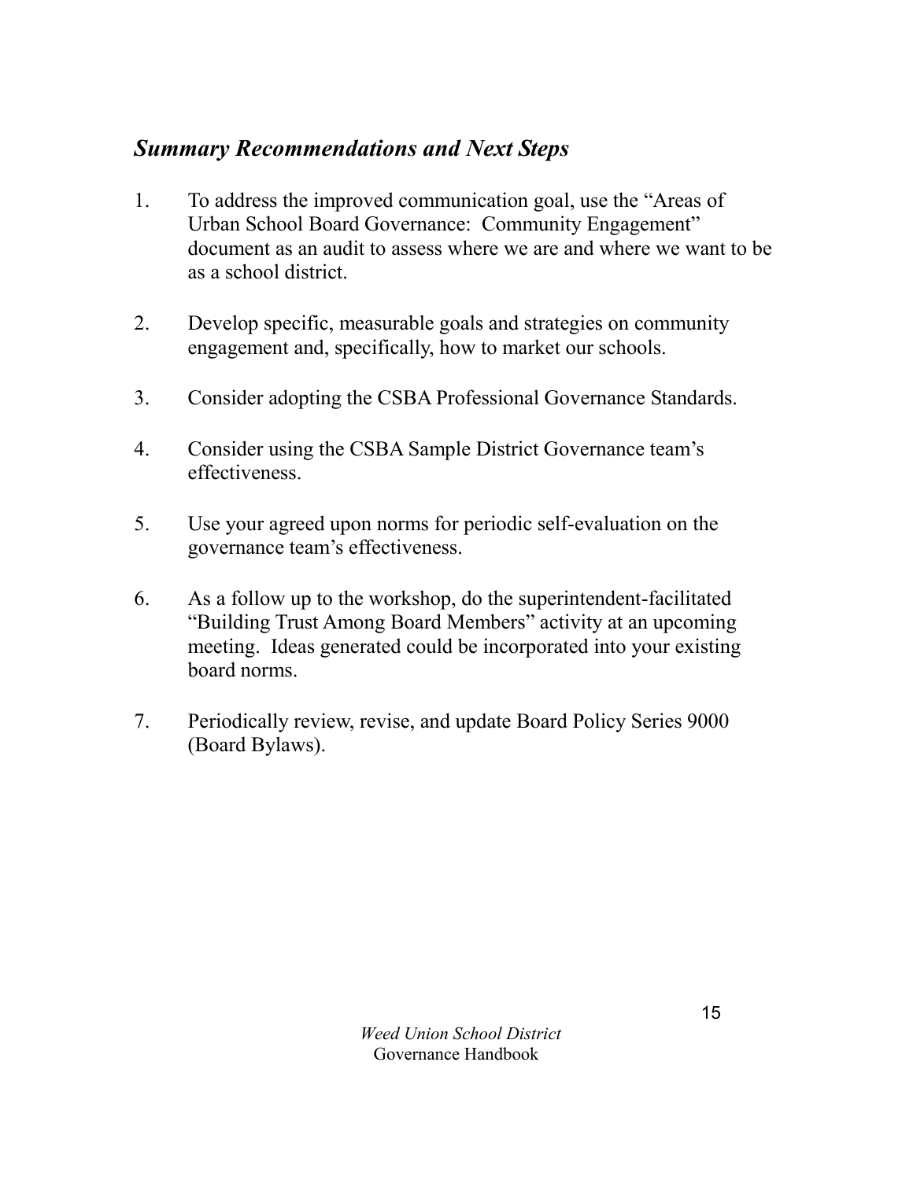## *Summary Recommendations and Next Steps*

1. To address the improved communication goal, use the "Areas of Urban School Board Governance: Community Engagement" document as an audit to assess where we are and where we want to be as a school district.

2. Develop specific, measurable goals and strategies on community engagement and, specifically, how to market our schools.

3. Consider adopting the CSBA Professional Governance Standards.

4. Consider using the CSBA Sample District Governance team's effectiveness.

5. Use your agreed upon norms for periodic self-evaluation on the governance team's effectiveness.

6. As a follow up to the workshop, do the superintendent-facilitated "Building Trust Among Board Members" activity at an upcoming meeting. Ideas generated could be incorporated into your existing board norms.

7. Periodically review, revise, and update Board Policy Series 9000 (Board Bylaws).